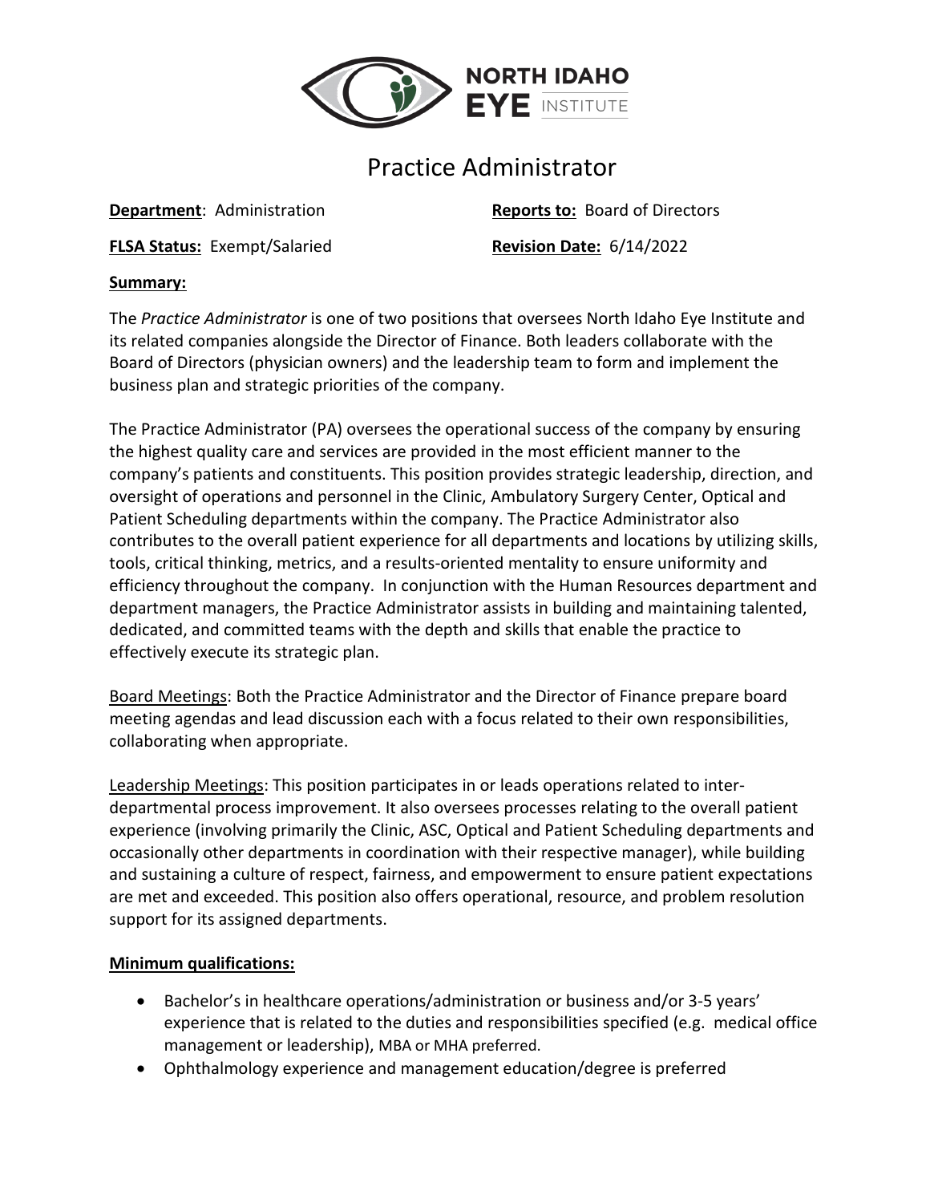NORTH IDAHO EYE INSTITUTE

# Practice Administrator

**Department**: Administration

**Reports to:** Board of Directors

**FLSA Status:** Exempt/Salaried

**Revision Date:** 6/14/2022

**Summary:**

The *Practice Administrator* is one of two positions that oversees North Idaho Eye Institute and its related companies alongside the Director of Finance. Both leaders collaborate with the Board of Directors (physician owners) and the leadership team to form and implement the business plan and strategic priorities of the company.

The Practice Administrator (PA) oversees the operational success of the company by ensuring the highest quality care and services are provided in the most efficient manner to the company's patients and constituents. This position provides strategic leadership, direction, and oversight of operations and personnel in the Clinic, Ambulatory Surgery Center, Optical and Patient Scheduling departments within the company. The Practice Administrator also contributes to the overall patient experience for all departments and locations by utilizing skills, tools, critical thinking, metrics, and a results-oriented mentality to ensure uniformity and efficiency throughout the company. In conjunction with the Human Resources department and department managers, the Practice Administrator assists in building and maintaining talented, dedicated, and committed teams with the depth and skills that enable the practice to effectively execute its strategic plan.

Board Meetings: Both the Practice Administrator and the Director of Finance prepare board meeting agendas and lead discussion each with a focus related to their own responsibilities, collaborating when appropriate.

Leadership Meetings: This position participates in or leads operations related to inter-departmental process improvement. It also oversees processes relating to the overall patient experience (involving primarily the Clinic, ASC, Optical and Patient Scheduling departments and occasionally other departments in coordination with their respective manager), while building and sustaining a culture of respect, fairness, and empowerment to ensure patient expectations are met and exceeded. This position also offers operational, resource, and problem resolution support for its assigned departments.

**Minimum qualifications:**

- Bachelor's in healthcare operations/administration or business and/or 3-5 years' experience that is related to the duties and responsibilities specified (e.g. medical office management or leadership), MBA or MHA preferred.
- Ophthalmology experience and management education/degree is preferred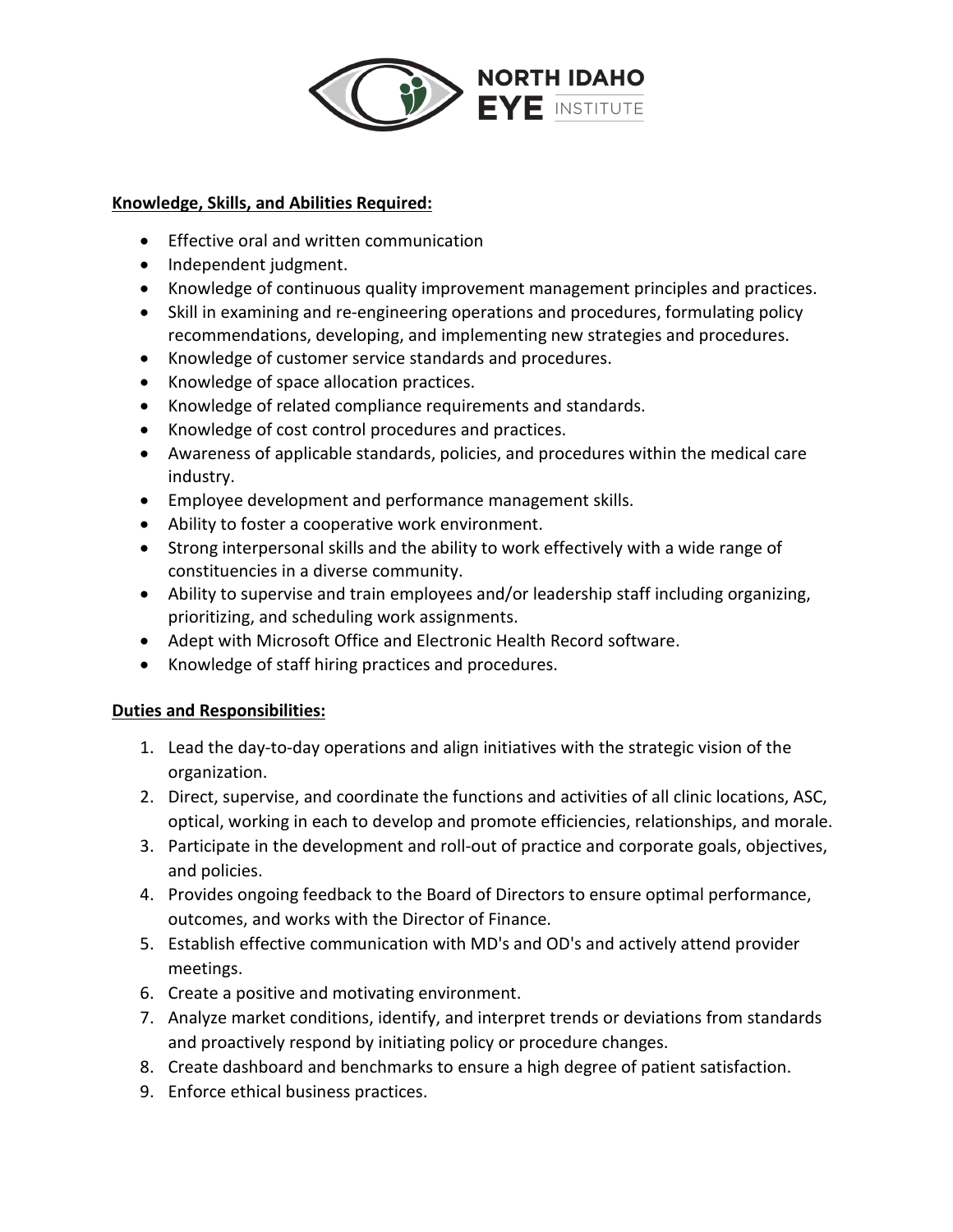**Knowledge, Skills, and Abilities Required:**

- Effective oral and written communication
- Independent judgment.
- Knowledge of continuous quality improvement management principles and practices.
- Skill in examining and re-engineering operations and procedures, formulating policy recommendations, developing, and implementing new strategies and procedures.
- Knowledge of customer service standards and procedures.
- Knowledge of space allocation practices.
- Knowledge of related compliance requirements and standards.
- Knowledge of cost control procedures and practices.
- Awareness of applicable standards, policies, and procedures within the medical care industry.
- Employee development and performance management skills.
- Ability to foster a cooperative work environment.
- Strong interpersonal skills and the ability to work effectively with a wide range of constituencies in a diverse community.
- Ability to supervise and train employees and/or leadership staff including organizing, prioritizing, and scheduling work assignments.
- Adept with Microsoft Office and Electronic Health Record software.
- Knowledge of staff hiring practices and procedures.

**Duties and Responsibilities:**

1. Lead the day-to-day operations and align initiatives with the strategic vision of the organization.
2. Direct, supervise, and coordinate the functions and activities of all clinic locations, ASC, optical, working in each to develop and promote efficiencies, relationships, and morale.
3. Participate in the development and roll-out of practice and corporate goals, objectives, and policies.
4. Provides ongoing feedback to the Board of Directors to ensure optimal performance, outcomes, and works with the Director of Finance.
5. Establish effective communication with MD's and OD's and actively attend provider meetings.
6. Create a positive and motivating environment.
7. Analyze market conditions, identify, and interpret trends or deviations from standards and proactively respond by initiating policy or procedure changes.
8. Create dashboard and benchmarks to ensure a high degree of patient satisfaction.
9. Enforce ethical business practices.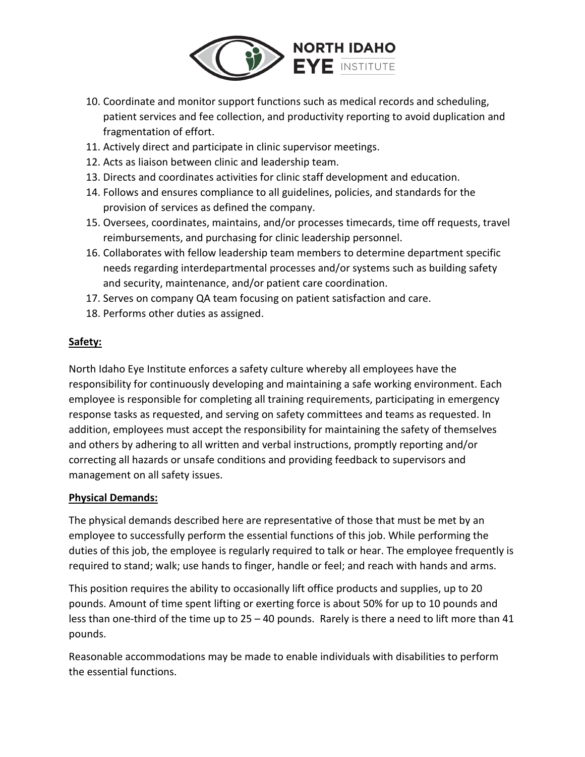10. Coordinate and monitor support functions such as medical records and scheduling, patient services and fee collection, and productivity reporting to avoid duplication and fragmentation of effort.
11. Actively direct and participate in clinic supervisor meetings.
12. Acts as liaison between clinic and leadership team.
13. Directs and coordinates activities for clinic staff development and education.
14. Follows and ensures compliance to all guidelines, policies, and standards for the provision of services as defined the company.
15. Oversees, coordinates, maintains, and/or processes timecards, time off requests, travel reimbursements, and purchasing for clinic leadership personnel.
16. Collaborates with fellow leadership team members to determine department specific needs regarding interdepartmental processes and/or systems such as building safety and security, maintenance, and/or patient care coordination.
17. Serves on company QA team focusing on patient satisfaction and care.
18. Performs other duties as assigned.

**Safety:**

North Idaho Eye Institute enforces a safety culture whereby all employees have the responsibility for continuously developing and maintaining a safe working environment. Each employee is responsible for completing all training requirements, participating in emergency response tasks as requested, and serving on safety committees and teams as requested. In addition, employees must accept the responsibility for maintaining the safety of themselves and others by adhering to all written and verbal instructions, promptly reporting and/or correcting all hazards or unsafe conditions and providing feedback to supervisors and management on all safety issues.

**Physical Demands:**

The physical demands described here are representative of those that must be met by an employee to successfully perform the essential functions of this job. While performing the duties of this job, the employee is regularly required to talk or hear. The employee frequently is required to stand; walk; use hands to finger, handle or feel; and reach with hands and arms.

This position requires the ability to occasionally lift office products and supplies, up to 20 pounds. Amount of time spent lifting or exerting force is about 50% for up to 10 pounds and less than one-third of the time up to 25 – 40 pounds. Rarely is there a need to lift more than 41 pounds.

Reasonable accommodations may be made to enable individuals with disabilities to perform the essential functions.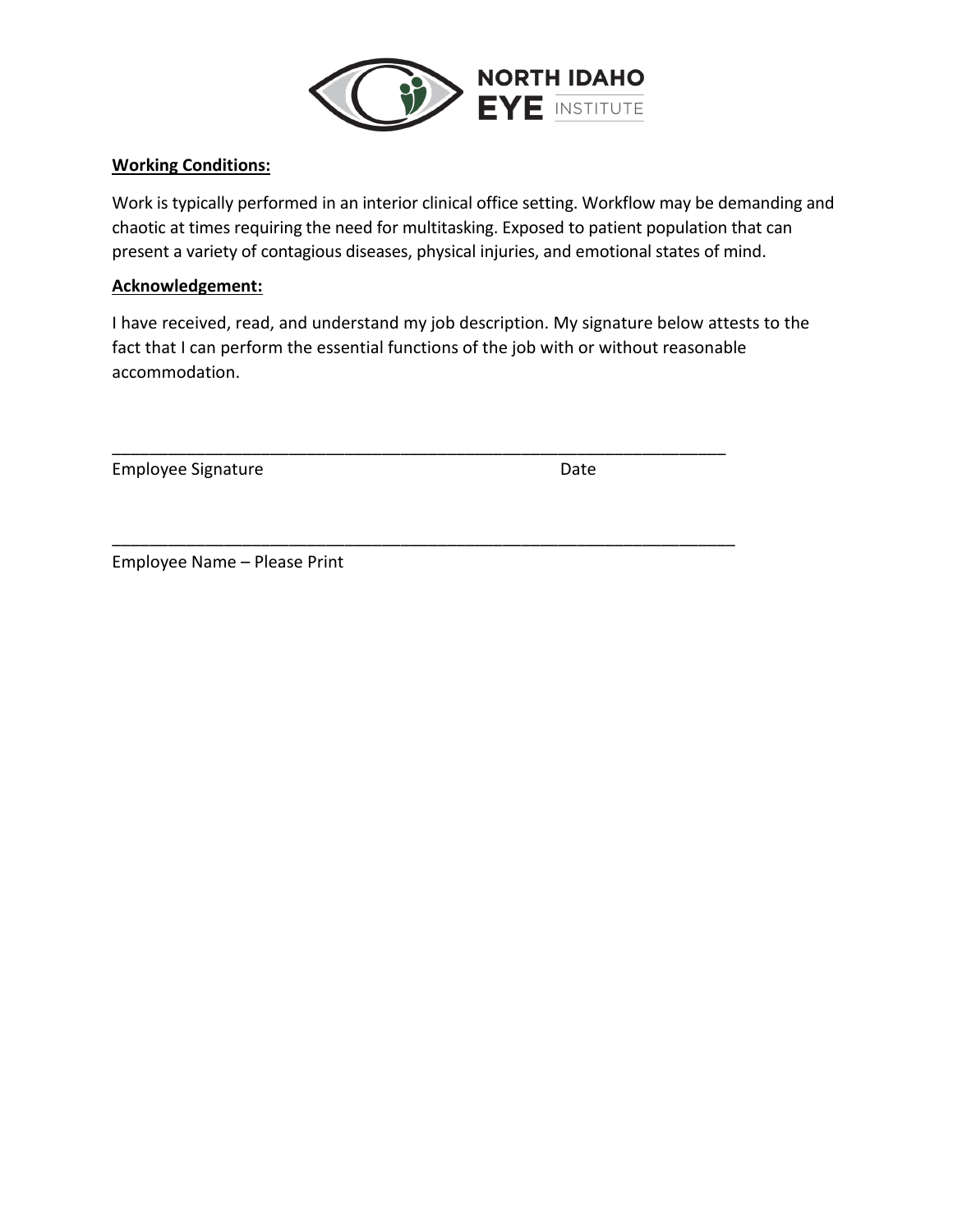**Working Conditions:**

Work is typically performed in an interior clinical office setting. Workflow may be demanding and chaotic at times requiring the need for multitasking. Exposed to patient population that can present a variety of contagious diseases, physical injuries, and emotional states of mind.

**Acknowledgement:**

I have received, read, and understand my job description. My signature below attests to the fact that I can perform the essential functions of the job with or without reasonable accommodation.

\_\_\_\_\_\_\_\_\_\_\_\_\_\_\_\_\_\_\_\_\_\_\_\_\_\_\_\_\_\_\_\_\_\_\_\_\_\_\_\_\_\_\_\_\_\_\_\_\_\_\_\_\_\_\_\_\_\_\_\_\_\_\_\_\_\_

Employee Signature                                                    Date

\_\_\_\_\_\_\_\_\_\_\_\_\_\_\_\_\_\_\_\_\_\_\_\_\_\_\_\_\_\_\_\_\_\_\_\_\_\_\_\_\_\_\_\_\_\_\_\_\_\_\_\_\_\_\_\_\_\_\_\_\_\_\_\_\_\_

Employee Name – Please Print